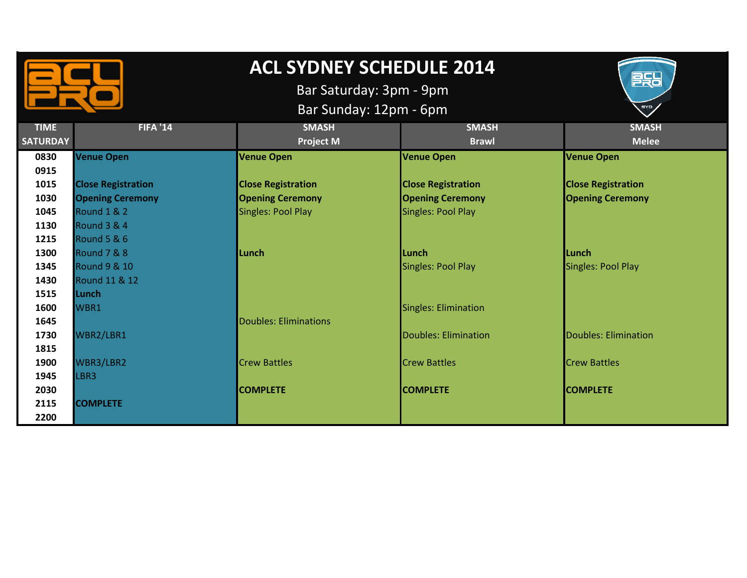# ACL SYDNEY SCHEDULE 2014

Bar Saturday: 3pm - 9pm

Bar Sunday: 12pm - 6pm

| TIME SATURDAY | FIFA '14 | SMASH Project M | SMASH Brawl | SMASH Melee |
|---|---|---|---|---|
| 0830 | **Venue Open** | **Venue Open** | **Venue Open** | **Venue Open** |
| 0915 | | | | |
| 1015 | **Close Registration** | **Close Registration** | **Close Registration** | **Close Registration** |
| 1030 | **Opening Ceremony** | **Opening Ceremony** | **Opening Ceremony** | **Opening Ceremony** |
| 1045 | Round 1 & 2 | Singles: Pool Play | Singles: Pool Play | |
| 1130 | Round 3 & 4 | | | |
| 1215 | Round 5 & 6 | | | |
| 1300 | Round 7 & 8 | **Lunch** | **Lunch** | **Lunch** |
| 1345 | Round 9 & 10 | | Singles: Pool Play | Singles: Pool Play |
| 1430 | Round 11 & 12 | | | |
| 1515 | **Lunch** | | | |
| 1600 | WBR1 | | Singles: Elimination | |
| 1645 | | Doubles: Eliminations | | |
| 1730 | WBR2/LBR1 | | Doubles: Elimination | Doubles: Elimination |
| 1815 | | | | |
| 1900 | WBR3/LBR2 | Crew Battles | Crew Battles | Crew Battles |
| 1945 | LBR3 | | | |
| 2030 | | **COMPLETE** | **COMPLETE** | **COMPLETE** |
| 2115 | **COMPLETE** | | | |
| 2200 | | | | |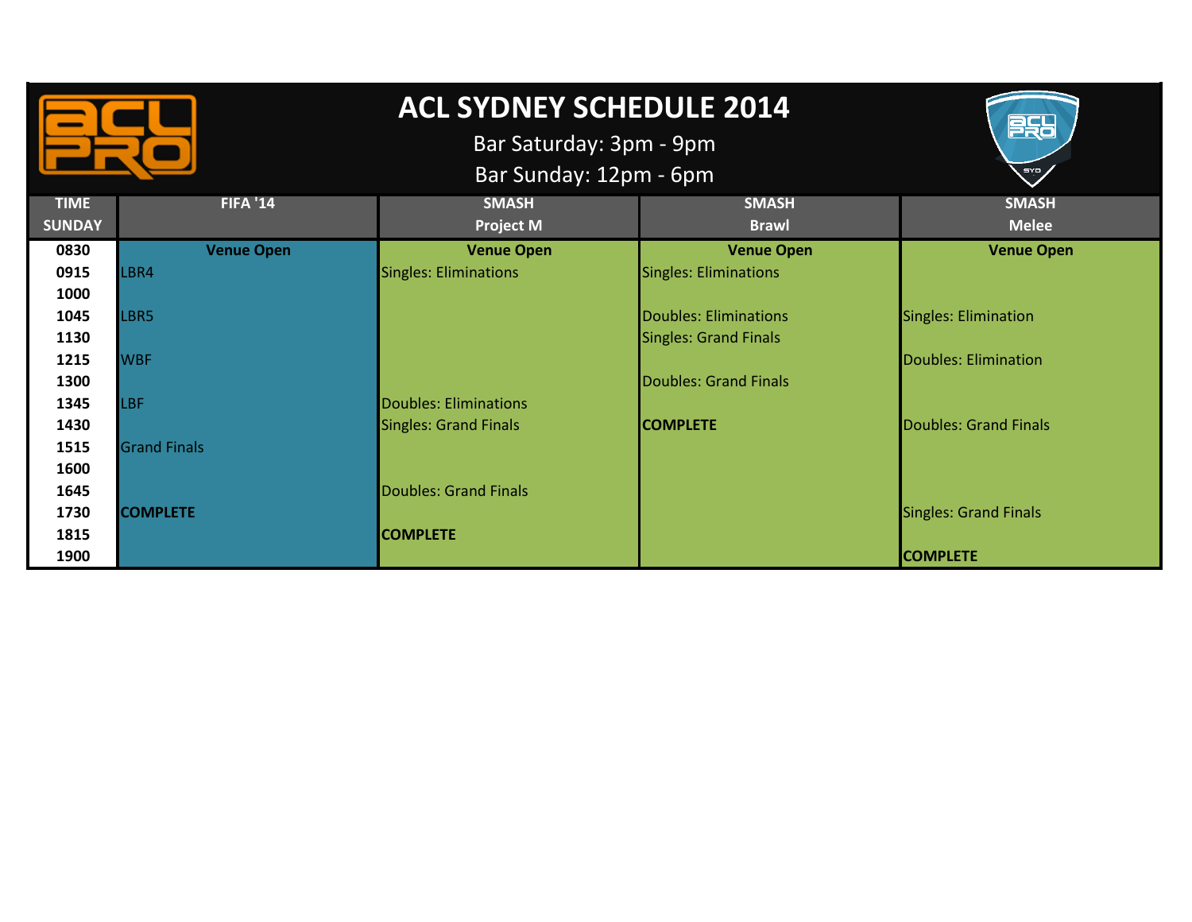# ACL SYDNEY SCHEDULE 2014

Bar Saturday: 3pm - 9pm

Bar Sunday: 12pm - 6pm

| TIME SUNDAY | FIFA '14 | SMASH Project M | SMASH Brawl | SMASH Melee |
|---|---|---|---|---|
| **0830** | **Venue Open** | **Venue Open** | **Venue Open** | **Venue Open** |
| **0915** | LBR4 | Singles: Eliminations | Singles: Eliminations | |
| **1000** | | | | |
| **1045** | LBR5 | | Doubles: Eliminations | Singles: Elimination |
| **1130** | | | Singles: Grand Finals | |
| **1215** | WBF | | | Doubles: Elimination |
| **1300** | | | Doubles: Grand Finals | |
| **1345** | LBF | Doubles: Eliminations | | |
| **1430** | | Singles: Grand Finals | **COMPLETE** | Doubles: Grand Finals |
| **1515** | Grand Finals | | | |
| **1600** | | | | |
| **1645** | | Doubles: Grand Finals | | |
| **1730** | **COMPLETE** | | | Singles: Grand Finals |
| **1815** | | **COMPLETE** | | |
| **1900** | | | | **COMPLETE** |